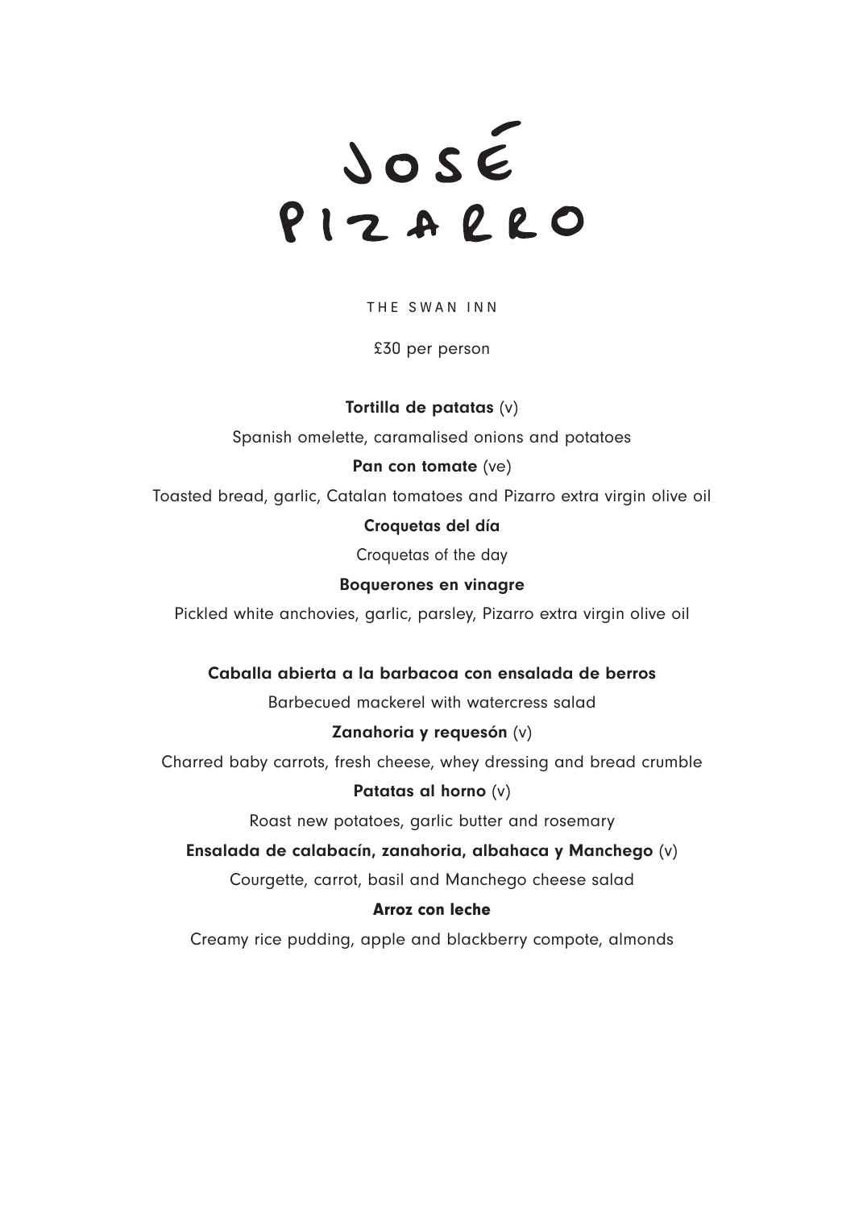# JOSÉ PIZARRO

THE SWAN INN

£30 per person

**Tortilla de patatas** (v)

Spanish omelette, caramalised onions and potatoes

**Pan con tomate** (ve)

Toasted bread, garlic, Catalan tomatoes and Pizarro extra virgin olive oil

**Croquetas del día**

Croquetas of the day

**Boquerones en vinagre**

Pickled white anchovies, garlic, parsley, Pizarro extra virgin olive oil

**Caballa abierta a la barbacoa con ensalada de berros**

Barbecued mackerel with watercress salad

**Zanahoria y requesón** (v)

Charred baby carrots, fresh cheese, whey dressing and bread crumble

**Patatas al horno** (v)

Roast new potatoes, garlic butter and rosemary

**Ensalada de calabacín, zanahoria, albahaca y Manchego** (v)

Courgette, carrot, basil and Manchego cheese salad

**Arroz con leche**

Creamy rice pudding, apple and blackberry compote, almonds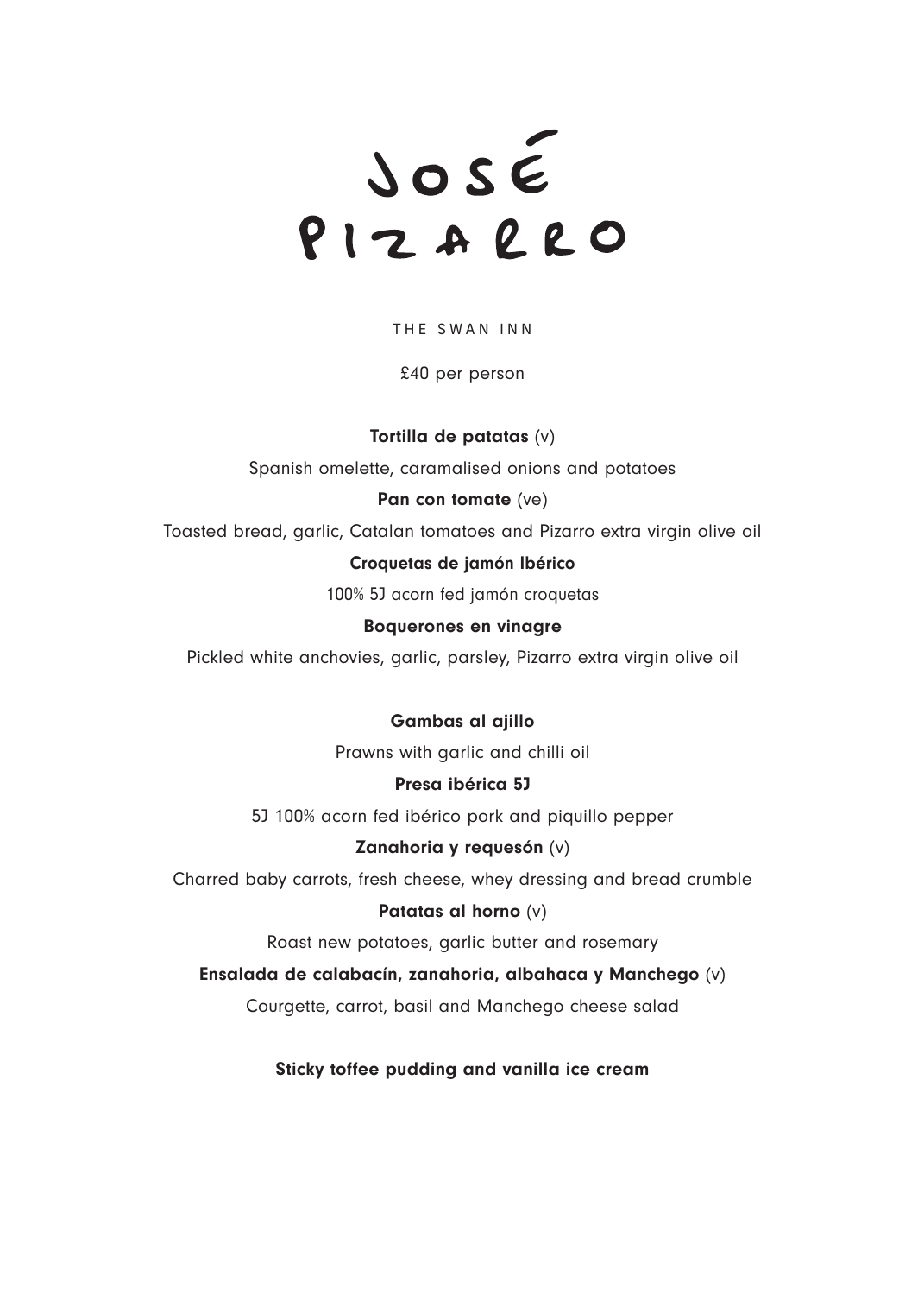# JOSÉ PIZARRO

THE SWAN INN

£40 per person

**Tortilla de patatas** (v)

Spanish omelette, caramalised onions and potatoes

**Pan con tomate** (ve)

Toasted bread, garlic, Catalan tomatoes and Pizarro extra virgin olive oil

**Croquetas de jamón Ibérico**

100% 5J acorn fed jamón croquetas

**Boquerones en vinagre**

Pickled white anchovies, garlic, parsley, Pizarro extra virgin olive oil

**Gambas al ajillo**

Prawns with garlic and chilli oil

**Presa ibérica 5J**

5J 100% acorn fed ibérico pork and piquillo pepper

**Zanahoria y requesón** (v)

Charred baby carrots, fresh cheese, whey dressing and bread crumble

**Patatas al horno** (v)

Roast new potatoes, garlic butter and rosemary

**Ensalada de calabacín, zanahoria, albahaca y Manchego** (v)

Courgette, carrot, basil and Manchego cheese salad

**Sticky toffee pudding and vanilla ice cream**